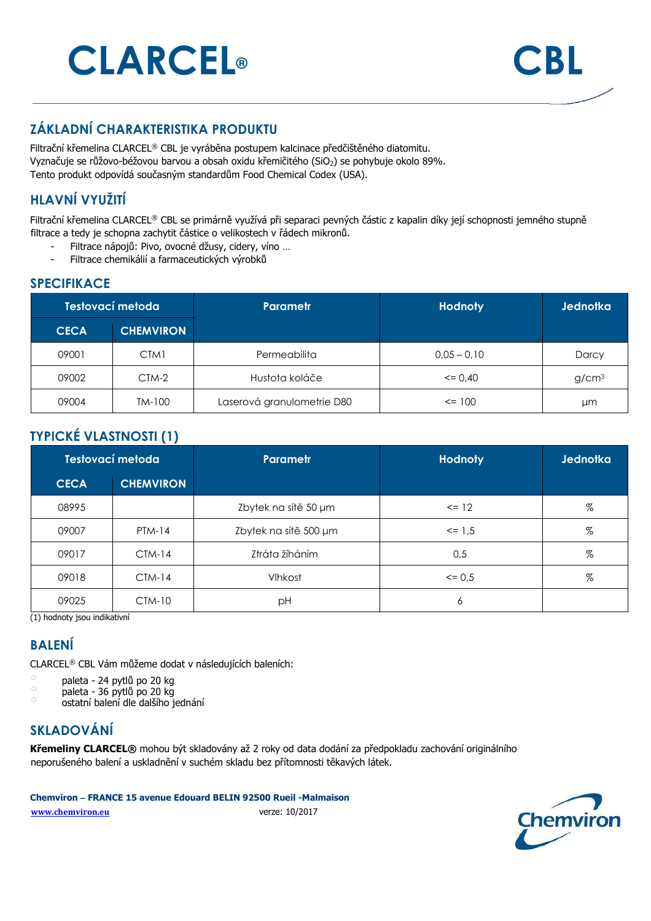# CLARCEL® CBL

## ZÁKLADNÍ CHARAKTERISTIKA PRODUKTU

Filtrační křemelina CLARCEL® CBL je vyráběna postupem kalcinace předčištěného diatomitu.
Vyznačuje se růžovo-béžovou barvou a obsah oxidu křemičitého ($SiO_2$) se pohybuje okolo 89%.
Tento produkt odpovídá současným standardům Food Chemical Codex (USA).

## HLAVNÍ VYUŽITÍ

Filtrační křemelina CLARCEL® CBL se primárně využívá při separaci pevných částic z kapalin díky její schopnosti jemného stupně filtrace a tedy je schopna zachytit částice o velikostech v řádech mikronů.

- Filtrace nápojů: Pivo, ovocné džusy, cidery, víno …
- Filtrace chemikálií a farmaceutických výrobků

## SPECIFIKACE

| Testovací metoda | | Parametr | Hodnoty | Jednotka |
|---|---|---|---|---|
| CECA | CHEMVIRON | | | |
| 09001 | CTM1 | Permeabilita | 0,05 – 0,10 | Darcy |
| 09002 | CTM-2 | Hustota koláče | <= 0,40 | g/cm³ |
| 09004 | TM-100 | Laserová granulometrie D80 | <= 100 | µm |

## TYPICKÉ VLASTNOSTI (1)

| Testovací metoda | | Parametr | Hodnoty | Jednotka |
|---|---|---|---|---|
| CECA | CHEMVIRON | | | |
| 08995 | | Zbytek na sítě 50 µm | <= 12 | % |
| 09007 | PTM-14 | Zbytek na sítě 500 µm | <= 1,5 | % |
| 09017 | CTM-14 | Ztráta žíháním | 0,5 | % |
| 09018 | CTM-14 | Vlhkost | <= 0,5 | % |
| 09025 | CTM-10 | pH | 6 | |

(1) hodnoty jsou indikativní

## BALENÍ

CLARCEL® CBL Vám můžeme dodat v následujících baleních:

- paleta - 24 pytlů po 20 kg
- paleta - 36 pytlů po 20 kg
- ostatní balení dle dalšího jednání

## SKLADOVÁNÍ

**Křemeliny CLARCEL®** mohou být skladovány až 2 roky od data dodání za předpokladu zachování originálního neporušeného balení a uskladnění v suchém skladu bez přítomnosti těkavých látek.

**Chemviron – FRANCE 15 avenue Edouard BELIN 92500 Rueil -Malmaison**
www.chemviron.eu verze: 10/2017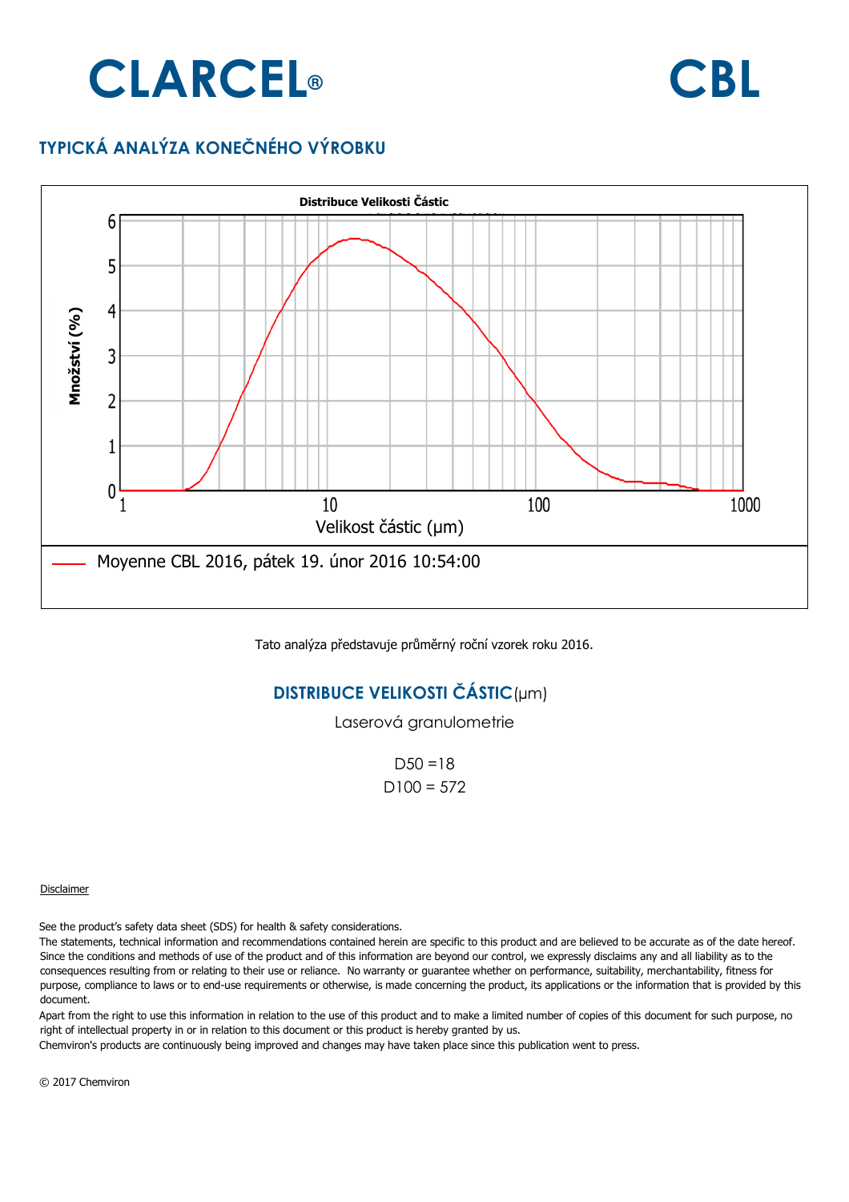# CLARCEL® CBL

## TYPICKÁ ANALÝZA KONEČNÉHO VÝROBKU

Distribuce Velikosti Částic

Množství (%)

6
5
4
3
2
1
0

1
10
100
1000

Velikost částic (µm)

Moyenne CBL 2016, pátek 19. únor 2016 10:54:00

Tato analýza představuje průměrný roční vzorek roku 2016.

## DISTRIBUCE VELIKOSTI ČÁSTIC (µm)

Laserová granulometrie

D50 =18

D100 = 572

Disclaimer

See the product's safety data sheet (SDS) for health & safety considerations.

The statements, technical information and recommendations contained herein are specific to this product and are believed to be accurate as of the date hereof. Since the conditions and methods of use of the product and of this information are beyond our control, we expressly disclaims any and all liability as to the consequences resulting from or relating to their use or reliance. No warranty or guarantee whether on performance, suitability, merchantability, fitness for purpose, compliance to laws or to end-use requirements or otherwise, is made concerning the product, its applications or the information that is provided by this document.

Apart from the right to use this information in relation to the use of this product and to make a limited number of copies of this document for such purpose, no right of intellectual property in or in relation to this document or this product is hereby granted by us.

Chemviron's products are continuously being improved and changes may have taken place since this publication went to press.

© 2017 Chemviron